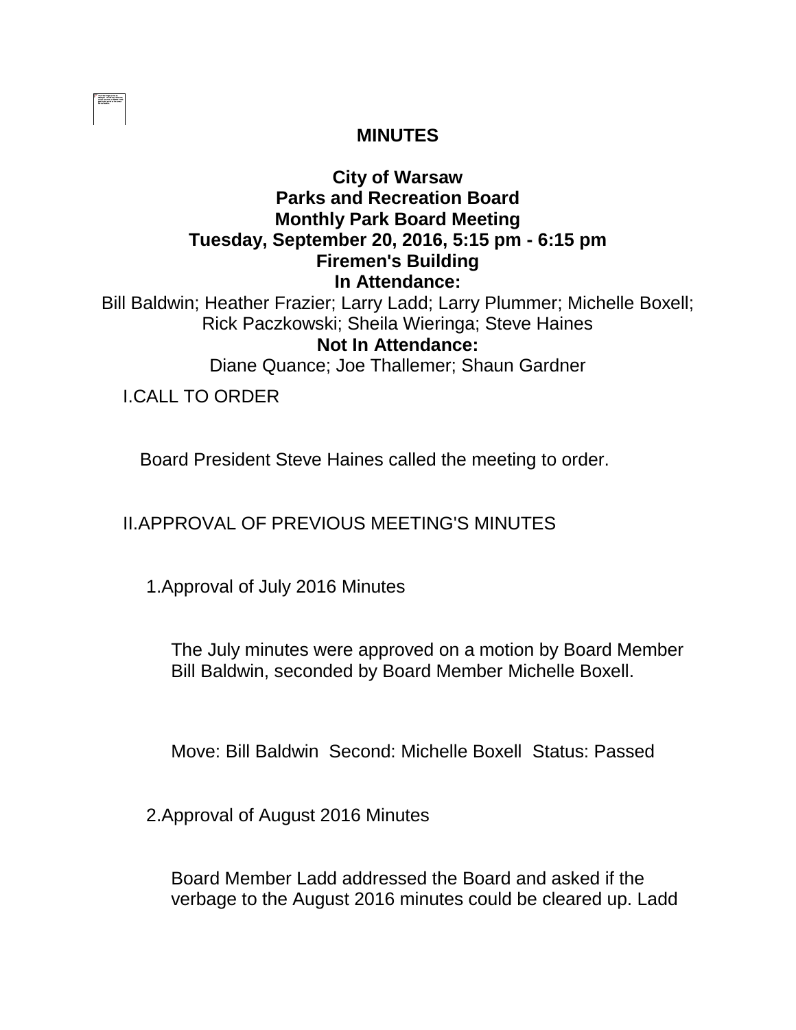# MINUTES

## City of Warsaw
## Parks and Recreation Board
## Monthly Park Board Meeting
## Tuesday, September 20, 2016, 5:15 pm - 6:15 pm
## Firemen's Building

**In Attendance:**

Bill Baldwin; Heather Frazier; Larry Ladd; Larry Plummer; Michelle Boxell; Rick Paczkowski; Sheila Wieringa; Steve Haines

**Not In Attendance:**

Diane Quance; Joe Thallemer; Shaun Gardner

I.CALL TO ORDER

Board President Steve Haines called the meeting to order.

II.APPROVAL OF PREVIOUS MEETING'S MINUTES

1.Approval of July 2016 Minutes

The July minutes were approved on a motion by Board Member Bill Baldwin, seconded by Board Member Michelle Boxell.

Move: Bill Baldwin Second: Michelle Boxell Status: Passed

2.Approval of August 2016 Minutes

Board Member Ladd addressed the Board and asked if the verbage to the August 2016 minutes could be cleared up. Ladd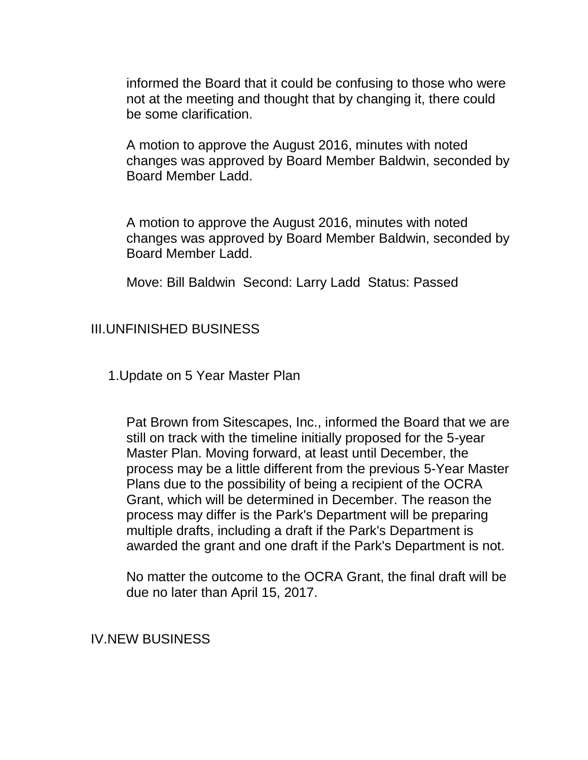informed the Board that it could be confusing to those who were not at the meeting and thought that by changing it, there could be some clarification.

A motion to approve the August 2016, minutes with noted changes was approved by Board Member Baldwin, seconded by Board Member Ladd.

A motion to approve the August 2016, minutes with noted changes was approved by Board Member Baldwin, seconded by Board Member Ladd.

Move: Bill Baldwin  Second: Larry Ladd  Status: Passed

## III.UNFINISHED BUSINESS

### 1.Update on 5 Year Master Plan

Pat Brown from Sitescapes, Inc., informed the Board that we are still on track with the timeline initially proposed for the 5-year Master Plan. Moving forward, at least until December, the process may be a little different from the previous 5-Year Master Plans due to the possibility of being a recipient of the OCRA Grant, which will be determined in December. The reason the process may differ is the Park's Department will be preparing multiple drafts, including a draft if the Park's Department is awarded the grant and one draft if the Park's Department is not.

No matter the outcome to the OCRA Grant, the final draft will be due no later than April 15, 2017.

## IV.NEW BUSINESS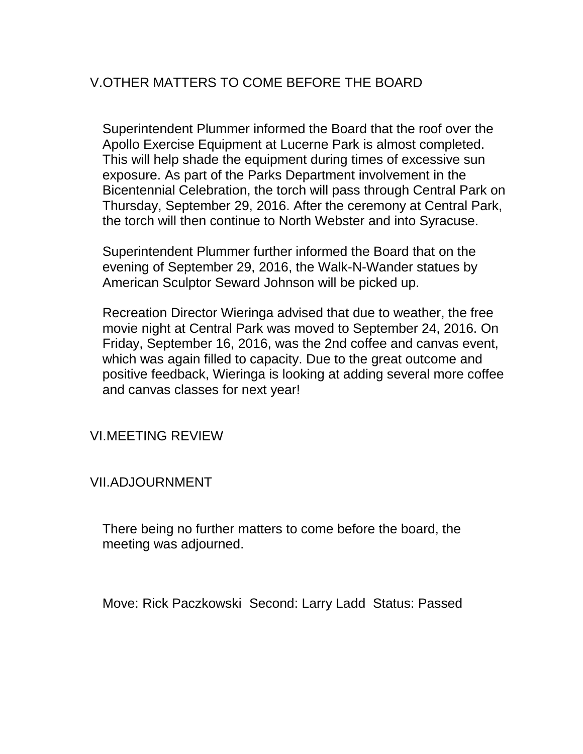## V.OTHER MATTERS TO COME BEFORE THE BOARD

Superintendent Plummer informed the Board that the roof over the Apollo Exercise Equipment at Lucerne Park is almost completed. This will help shade the equipment during times of excessive sun exposure. As part of the Parks Department involvement in the Bicentennial Celebration, the torch will pass through Central Park on Thursday, September 29, 2016. After the ceremony at Central Park, the torch will then continue to North Webster and into Syracuse.

Superintendent Plummer further informed the Board that on the evening of September 29, 2016, the Walk-N-Wander statues by American Sculptor Seward Johnson will be picked up.

Recreation Director Wieringa advised that due to weather, the free movie night at Central Park was moved to September 24, 2016. On Friday, September 16, 2016, was the 2nd coffee and canvas event, which was again filled to capacity. Due to the great outcome and positive feedback, Wieringa is looking at adding several more coffee and canvas classes for next year!

## VI.MEETING REVIEW

## VII.ADJOURNMENT

There being no further matters to come before the board, the meeting was adjourned.

Move: Rick Paczkowski Second: Larry Ladd Status: Passed